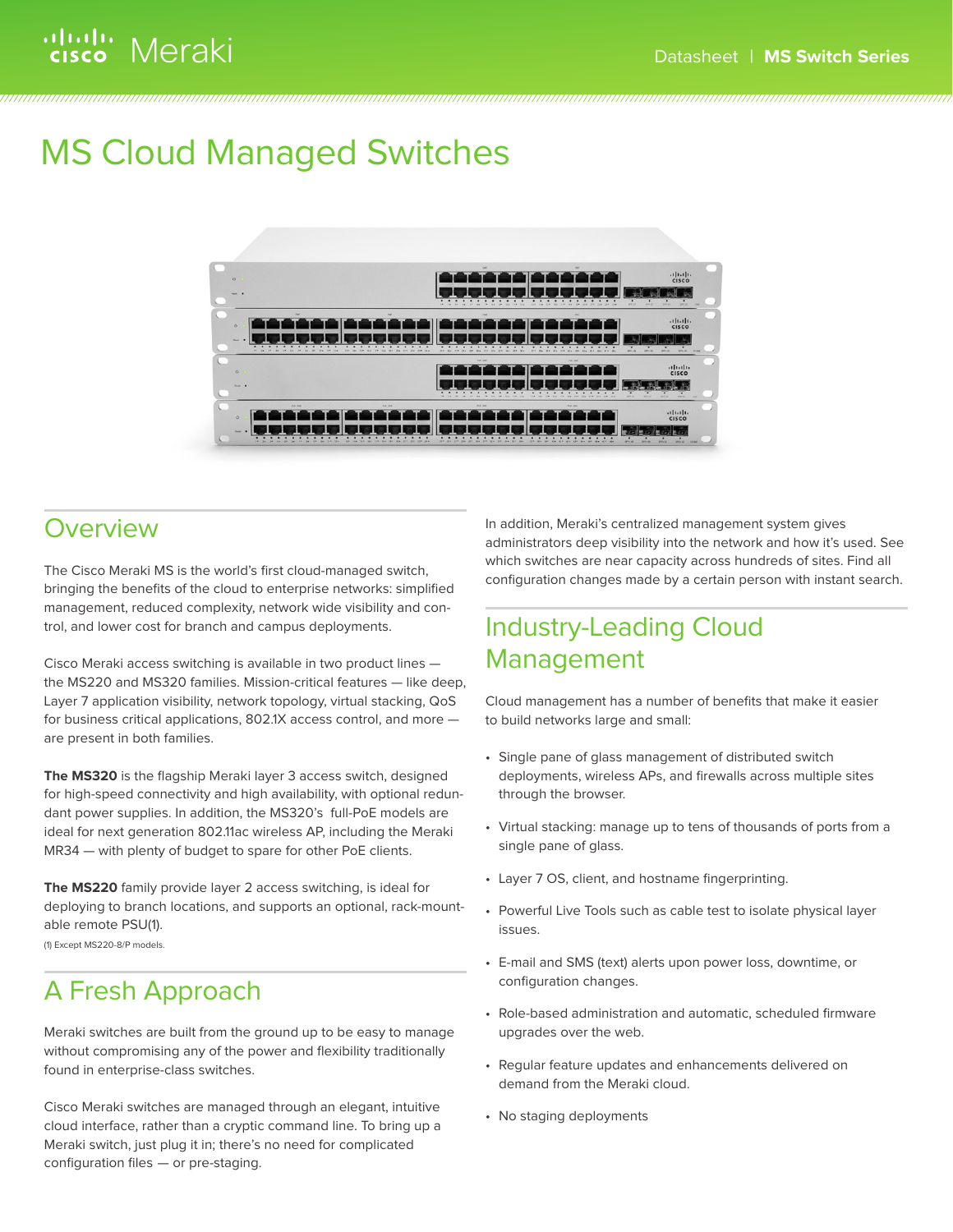# MS Cloud Managed Switches

## Overview

The Cisco Meraki MS is the world's first cloud-managed switch, bringing the benefits of the cloud to enterprise networks: simplified management, reduced complexity, network wide visibility and control, and lower cost for branch and campus deployments.

Cisco Meraki access switching is available in two product lines — the MS220 and MS320 families. Mission-critical features — like deep, Layer 7 application visibility, network topology, virtual stacking, QoS for business critical applications, 802.1X access control, and more — are present in both families.

**The MS320** is the flagship Meraki layer 3 access switch, designed for high-speed connectivity and high availability, with optional redundant power supplies. In addition, the MS320's full-PoE models are ideal for next generation 802.11ac wireless AP, including the Meraki MR34 — with plenty of budget to spare for other PoE clients.

**The MS220** family provide layer 2 access switching, is ideal for deploying to branch locations, and supports an optional, rack-mountable remote PSU(1).

(1) Except MS220-8/P models.

## A Fresh Approach

Meraki switches are built from the ground up to be easy to manage without compromising any of the power and flexibility traditionally found in enterprise-class switches.

Cisco Meraki switches are managed through an elegant, intuitive cloud interface, rather than a cryptic command line. To bring up a Meraki switch, just plug it in; there's no need for complicated configuration files — or pre-staging.

In addition, Meraki's centralized management system gives administrators deep visibility into the network and how it's used. See which switches are near capacity across hundreds of sites. Find all configuration changes made by a certain person with instant search.

## Industry-Leading Cloud Management

Cloud management has a number of benefits that make it easier to build networks large and small:

- Single pane of glass management of distributed switch deployments, wireless APs, and firewalls across multiple sites through the browser.
- Virtual stacking: manage up to tens of thousands of ports from a single pane of glass.
- Layer 7 OS, client, and hostname fingerprinting.
- Powerful Live Tools such as cable test to isolate physical layer issues.
- E-mail and SMS (text) alerts upon power loss, downtime, or configuration changes.
- Role-based administration and automatic, scheduled firmware upgrades over the web.
- Regular feature updates and enhancements delivered on demand from the Meraki cloud.
- No staging deployments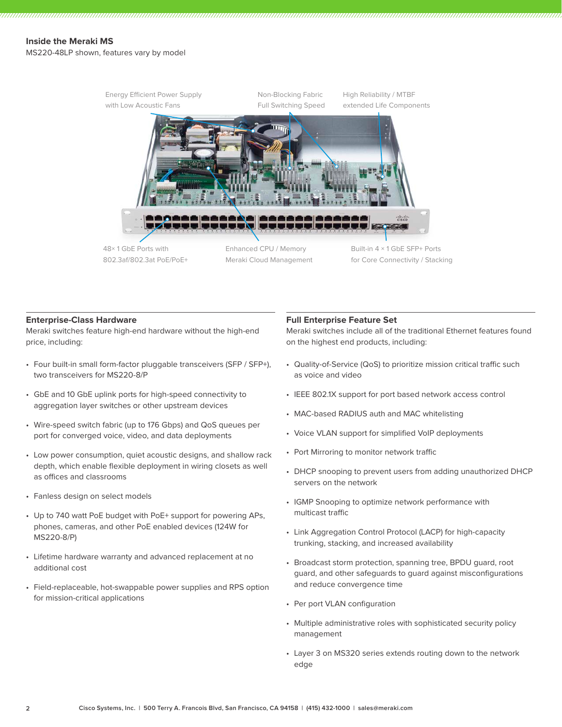## Inside the Meraki MS

MS220-48LP shown, features vary by model

Energy Efficient Power Supply with Low Acoustic Fans

Non-Blocking Fabric Full Switching Speed

High Reliability / MTBF extended Life Components

48× 1 GbE Ports with 802.3af/802.3at PoE/PoE+

Enhanced CPU / Memory Meraki Cloud Management

Built-in 4 × 1 GbE SFP+ Ports for Core Connectivity / Stacking

### Enterprise-Class Hardware

Meraki switches feature high-end hardware without the high-end price, including:

- Four built-in small form-factor pluggable transceivers (SFP / SFP+), two transceivers for MS220-8/P
- GbE and 10 GbE uplink ports for high-speed connectivity to aggregation layer switches or other upstream devices
- Wire-speed switch fabric (up to 176 Gbps) and QoS queues per port for converged voice, video, and data deployments
- Low power consumption, quiet acoustic designs, and shallow rack depth, which enable flexible deployment in wiring closets as well as offices and classrooms
- Fanless design on select models
- Up to 740 watt PoE budget with PoE+ support for powering APs, phones, cameras, and other PoE enabled devices (124W for MS220-8/P)
- Lifetime hardware warranty and advanced replacement at no additional cost
- Field-replaceable, hot-swappable power supplies and RPS option for mission-critical applications

### Full Enterprise Feature Set

Meraki switches include all of the traditional Ethernet features found on the highest end products, including:

- Quality-of-Service (QoS) to prioritize mission critical traffic such as voice and video
- IEEE 802.1X support for port based network access control
- MAC-based RADIUS auth and MAC whitelisting
- Voice VLAN support for simplified VoIP deployments
- Port Mirroring to monitor network traffic
- DHCP snooping to prevent users from adding unauthorized DHCP servers on the network
- IGMP Snooping to optimize network performance with multicast traffic
- Link Aggregation Control Protocol (LACP) for high-capacity trunking, stacking, and increased availability
- Broadcast storm protection, spanning tree, BPDU guard, root guard, and other safeguards to guard against misconfigurations and reduce convergence time
- Per port VLAN configuration
- Multiple administrative roles with sophisticated security policy management
- Layer 3 on MS320 series extends routing down to the network edge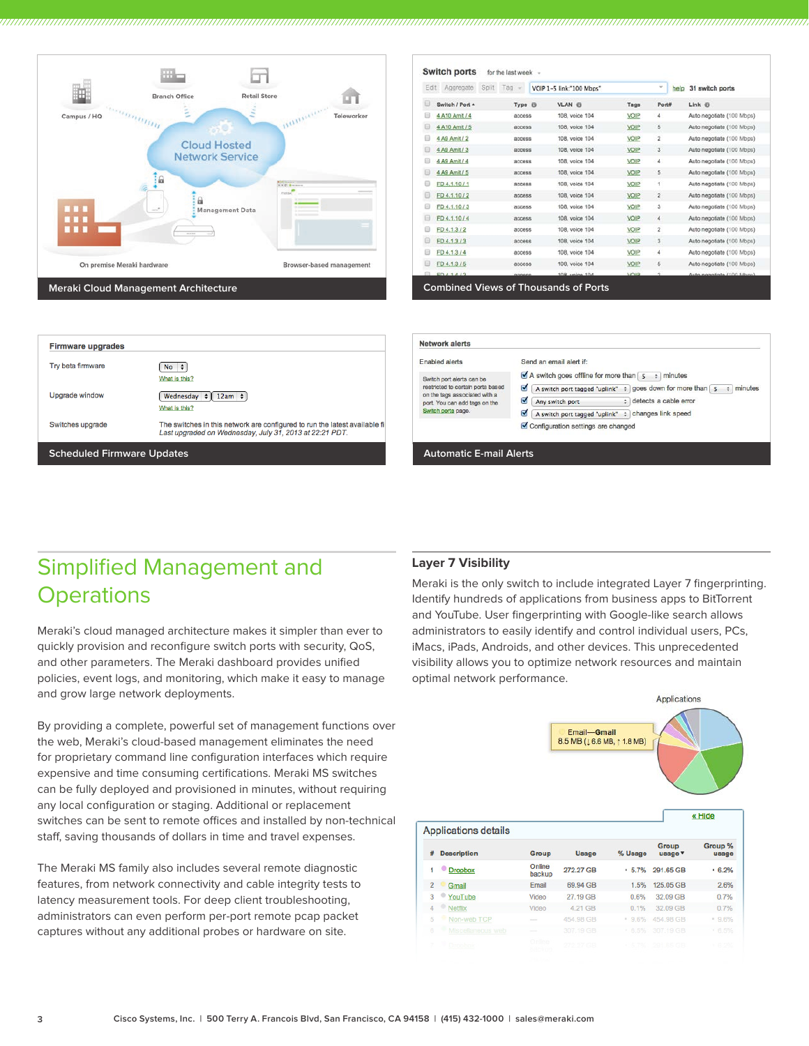Meraki Cloud Management Architecture

Combined Views of Thousands of Ports

Scheduled Firmware Updates

Automatic E-mail Alerts

## Simplified Management and Operations

Meraki's cloud managed architecture makes it simpler than ever to quickly provision and reconfigure switch ports with security, QoS, and other parameters. The Meraki dashboard provides unified policies, event logs, and monitoring, which make it easy to manage and grow large network deployments.

By providing a complete, powerful set of management functions over the web, Meraki's cloud-based management eliminates the need for proprietary command line configuration interfaces which require expensive and time consuming certifications. Meraki MS switches can be fully deployed and provisioned in minutes, without requiring any local configuration or staging. Additional or replacement switches can be sent to remote offices and installed by non-technical staff, saving thousands of dollars in time and travel expenses.

The Meraki MS family also includes several remote diagnostic features, from network connectivity and cable integrity tests to latency measurement tools. For deep client troubleshooting, administrators can even perform per-port remote pcap packet captures without any additional probes or hardware on site.

### Layer 7 Visibility

Meraki is the only switch to include integrated Layer 7 fingerprinting. Identify hundreds of applications from business apps to BitTorrent and YouTube. User fingerprinting with Google-like search allows administrators to easily identify and control individual users, PCs, iMacs, iPads, Androids, and other devices. This unprecedented visibility allows you to optimize network resources and maintain optimal network performance.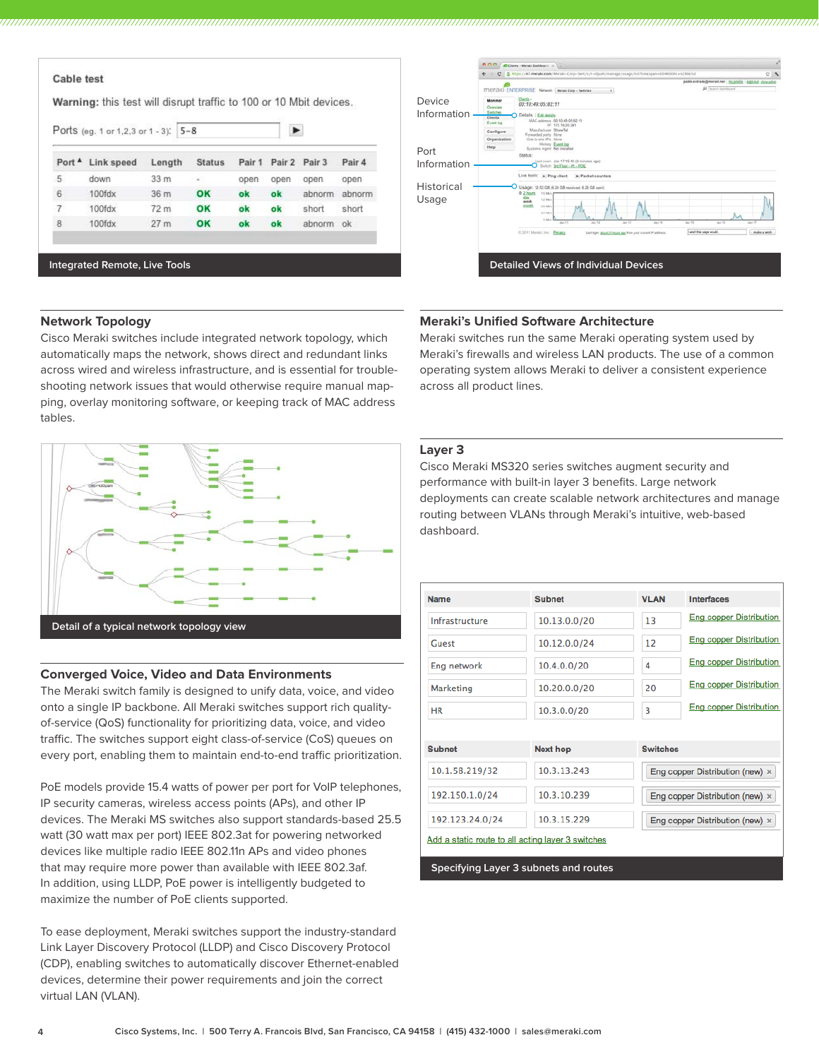### Cable test

**Warning:** this test will disrupt traffic to 100 or 10 Mbit devices.

Ports (eg. 1 or 1,2,3 or 1 - 3): 5-8

| Port | Link speed | Length | Status | Pair 1 | Pair 2 | Pair 3 | Pair 4 |
|---|---|---|---|---|---|---|---|
| 5 | down | 33 m | - | open | open | open | open |
| 6 | 100fdx | 36 m | OK | ok | ok | abnorm | abnorm |
| 7 | 100fdx | 72 m | OK | ok | ok | short | short |
| 8 | 100fdx | 27 m | OK | ok | ok | abnorm | ok |

Integrated Remote, Live Tools

Device Information

Port Information

Historical Usage

Detailed Views of Individual Devices

## Network Topology

Cisco Meraki switches include integrated network topology, which automatically maps the network, shows direct and redundant links across wired and wireless infrastructure, and is essential for trouble-shooting network issues that would otherwise require manual mapping, overlay monitoring software, or keeping track of MAC address tables.

Detail of a typical network topology view

## Converged Voice, Video and Data Environments

The Meraki switch family is designed to unify data, voice, and video onto a single IP backbone. All Meraki switches support rich quality-of-service (QoS) functionality for prioritizing data, voice, and video traffic. The switches support eight class-of-service (CoS) queues on every port, enabling them to maintain end-to-end traffic prioritization.

PoE models provide 15.4 watts of power per port for VoIP telephones, IP security cameras, wireless access points (APs), and other IP devices. The Meraki MS switches also support standards-based 25.5 watt (30 watt max per port) IEEE 802.3at for powering networked devices like multiple radio IEEE 802.11n APs and video phones that may require more power than available with IEEE 802.3af. In addition, using LLDP, PoE power is intelligently budgeted to maximize the number of PoE clients supported.

To ease deployment, Meraki switches support the industry-standard Link Layer Discovery Protocol (LLDP) and Cisco Discovery Protocol (CDP), enabling switches to automatically discover Ethernet-enabled devices, determine their power requirements and join the correct virtual LAN (VLAN).

## Meraki's Unified Software Architecture

Meraki switches run the same Meraki operating system used by Meraki's firewalls and wireless LAN products. The use of a common operating system allows Meraki to deliver a consistent experience across all product lines.

## Layer 3

Cisco Meraki MS320 series switches augment security and performance with built-in layer 3 benefits. Large network deployments can create scalable network architectures and manage routing between VLANs through Meraki's intuitive, web-based dashboard.

| Name | Subnet | VLAN | Interfaces |
|---|---|---|---|
| Infrastructure | 10.13.0.0/20 | 13 | Eng copper Distribution |
| Guest | 10.12.0.0/24 | 12 | Eng copper Distribution |
| Eng network | 10.4.0.0/20 | 4 | Eng copper Distribution |
| Marketing | 10.20.0.0/20 | 20 | Eng copper Distribution |
| HR | 10.3.0.0/20 | 3 | Eng copper Distribution |

| Subnet | Next hop | Switches |
|---|---|---|
| 10.1.58.219/32 | 10.3.13.243 | Eng copper Distribution (new) |
| 192.150.1.0/24 | 10.3.10.239 | Eng copper Distribution (new) |
| 192.123.24.0/24 | 10.3.15.229 | Eng copper Distribution (new) |

Add a static route to all acting layer 3 switches

Specifying Layer 3 subnets and routes

Cisco Systems, Inc. | 500 Terry A. Francois Blvd, San Francisco, CA 94158 | (415) 432-1000 | sales@meraki.com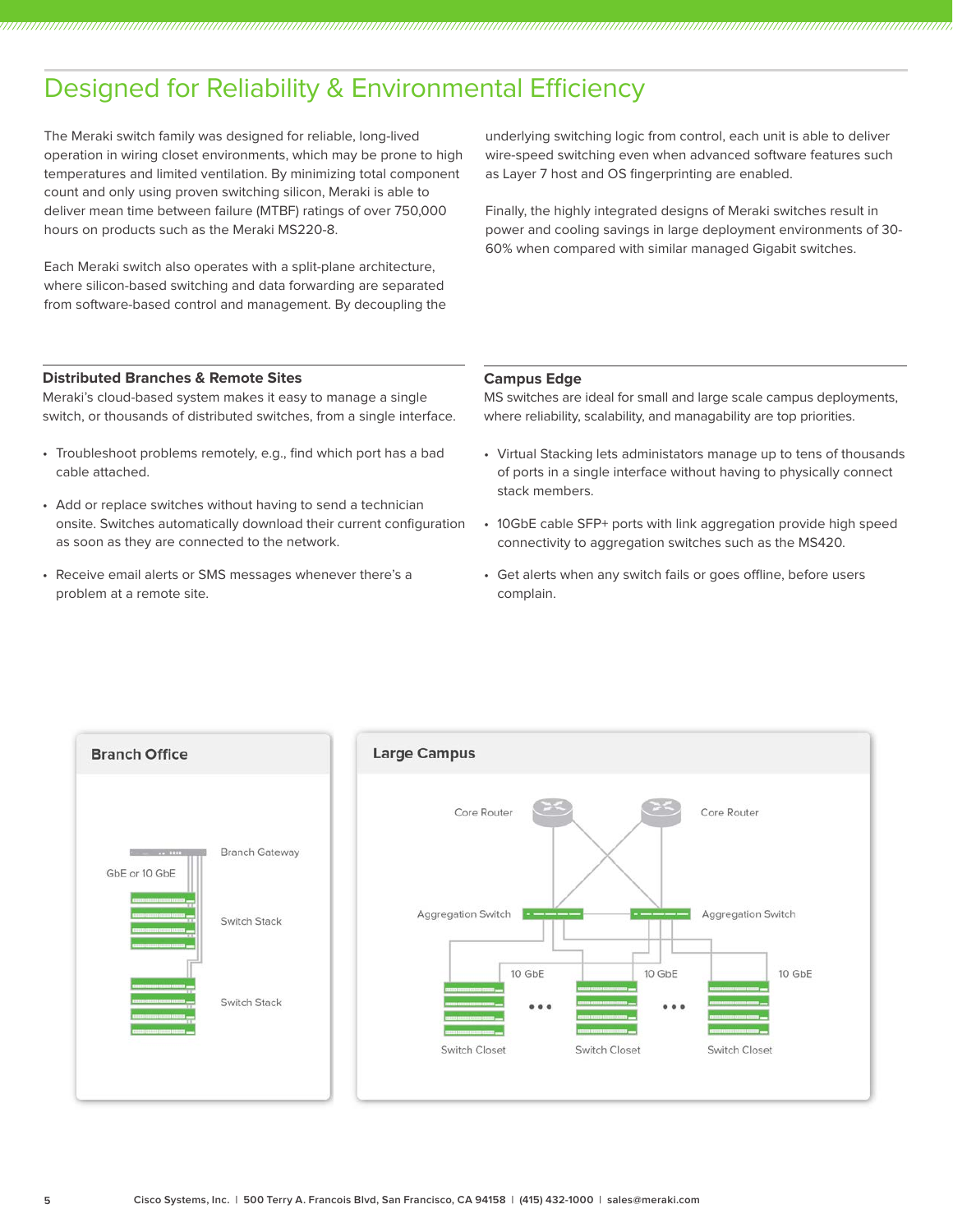# Designed for Reliability & Environmental Efficiency

The Meraki switch family was designed for reliable, long-lived operation in wiring closet environments, which may be prone to high temperatures and limited ventilation. By minimizing total component count and only using proven switching silicon, Meraki is able to deliver mean time between failure (MTBF) ratings of over 750,000 hours on products such as the Meraki MS220-8.

Each Meraki switch also operates with a split-plane architecture, where silicon-based switching and data forwarding are separated from software-based control and management. By decoupling the underlying switching logic from control, each unit is able to deliver wire-speed switching even when advanced software features such as Layer 7 host and OS fingerprinting are enabled.

Finally, the highly integrated designs of Meraki switches result in power and cooling savings in large deployment environments of 30-60% when compared with similar managed Gigabit switches.

### Distributed Branches & Remote Sites

Meraki's cloud-based system makes it easy to manage a single switch, or thousands of distributed switches, from a single interface.

- Troubleshoot problems remotely, e.g., find which port has a bad cable attached.
- Add or replace switches without having to send a technician onsite. Switches automatically download their current configuration as soon as they are connected to the network.
- Receive email alerts or SMS messages whenever there's a problem at a remote site.

### Campus Edge

MS switches are ideal for small and large scale campus deployments, where reliability, scalability, and managability are top priorities.

- Virtual Stacking lets administators manage up to tens of thousands of ports in a single interface without having to physically connect stack members.
- 10GbE cable SFP+ ports with link aggregation provide high speed connectivity to aggregation switches such as the MS420.
- Get alerts when any switch fails or goes offline, before users complain.

**Branch Office**

Branch Gateway
GbE or 10 GbE
Switch Stack
Switch Stack

**Large Campus**

Core Router
Core Router
Aggregation Switch
Aggregation Switch
10 GbE
10 GbE
10 GbE
Switch Closet
Switch Closet
Switch Closet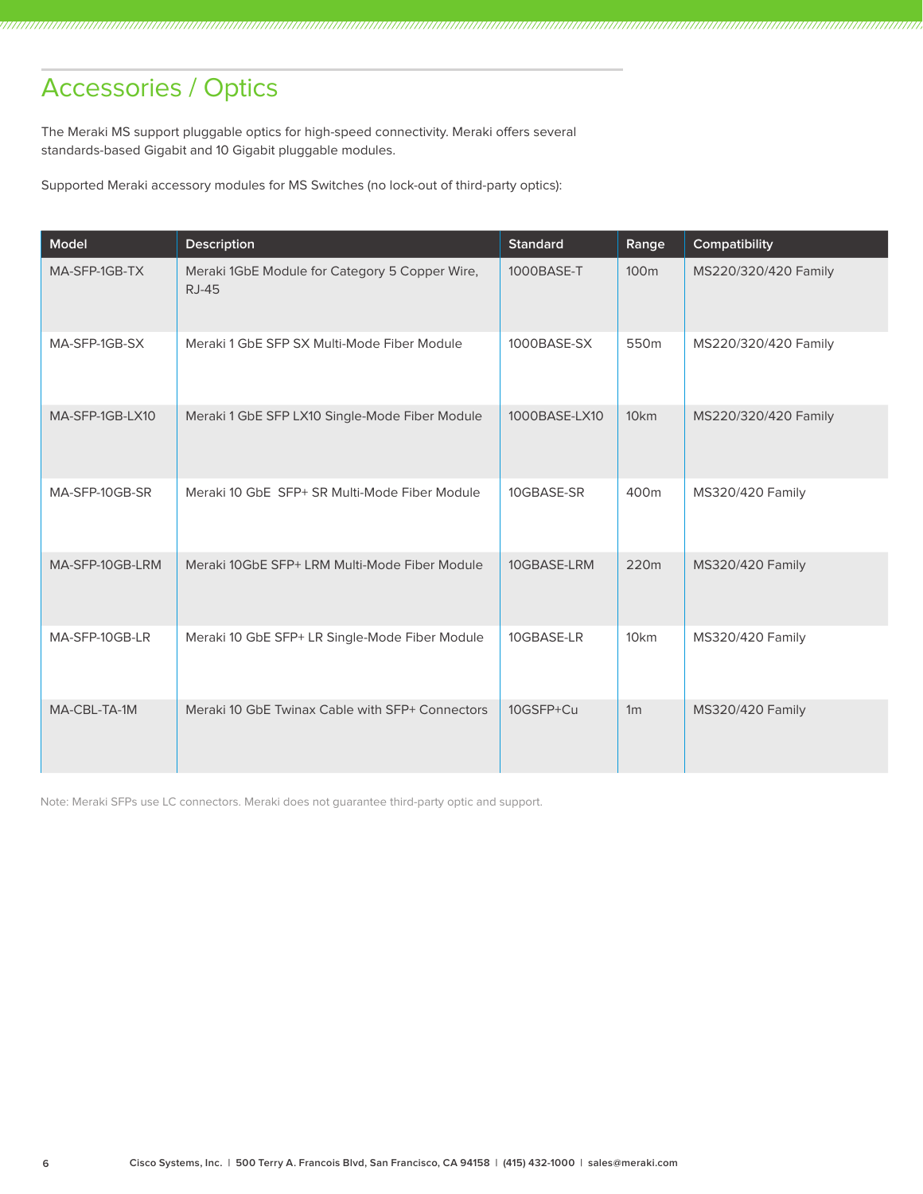## Accessories / Optics

The Meraki MS support pluggable optics for high-speed connectivity. Meraki offers several standards-based Gigabit and 10 Gigabit pluggable modules.

Supported Meraki accessory modules for MS Switches (no lock-out of third-party optics):

| Model | Description | Standard | Range | Compatibility |
|---|---|---|---|---|
| MA-SFP-1GB-TX | Meraki 1GbE Module for Category 5 Copper Wire, RJ-45 | 1000BASE-T | 100m | MS220/320/420 Family |
| MA-SFP-1GB-SX | Meraki 1 GbE SFP SX Multi-Mode Fiber Module | 1000BASE-SX | 550m | MS220/320/420 Family |
| MA-SFP-1GB-LX10 | Meraki 1 GbE SFP LX10 Single-Mode Fiber Module | 1000BASE-LX10 | 10km | MS220/320/420 Family |
| MA-SFP-10GB-SR | Meraki 10 GbE SFP+ SR Multi-Mode Fiber Module | 10GBASE-SR | 400m | MS320/420 Family |
| MA-SFP-10GB-LRM | Meraki 10GbE SFP+ LRM Multi-Mode Fiber Module | 10GBASE-LRM | 220m | MS320/420 Family |
| MA-SFP-10GB-LR | Meraki 10 GbE SFP+ LR Single-Mode Fiber Module | 10GBASE-LR | 10km | MS320/420 Family |
| MA-CBL-TA-1M | Meraki 10 GbE Twinax Cable with SFP+ Connectors | 10GSFP+Cu | 1m | MS320/420 Family |

Note: Meraki SFPs use LC connectors. Meraki does not guarantee third-party optic and support.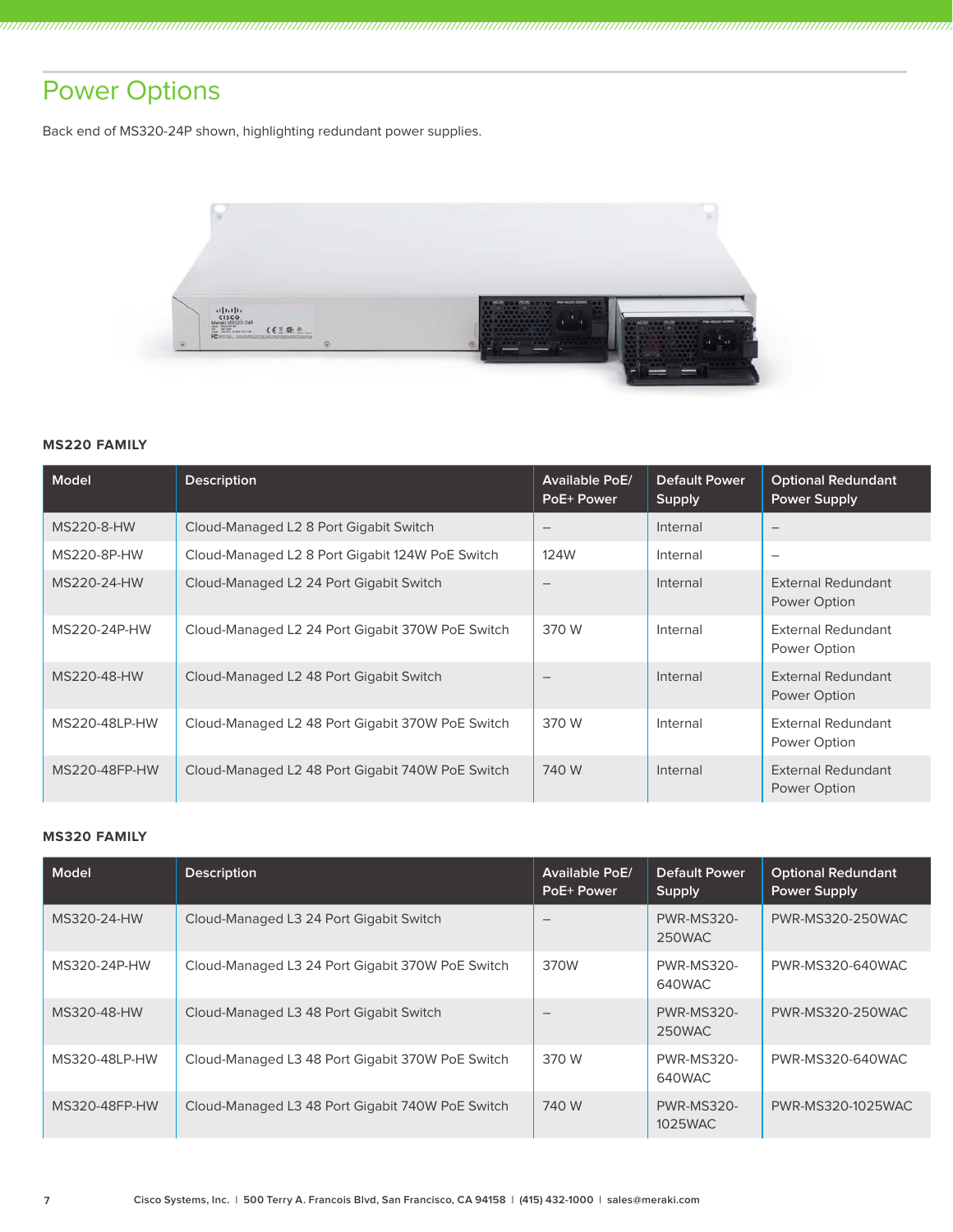# Power Options

Back end of MS320-24P shown, highlighting redundant power supplies.

### MS220 FAMILY

| Model | Description | Available PoE/ PoE+ Power | Default Power Supply | Optional Redundant Power Supply |
|---|---|---|---|---|
| MS220-8-HW | Cloud-Managed L2 8 Port Gigabit Switch | – | Internal | – |
| MS220-8P-HW | Cloud-Managed L2 8 Port Gigabit 124W PoE Switch | 124W | Internal | – |
| MS220-24-HW | Cloud-Managed L2 24 Port Gigabit Switch | – | Internal | External Redundant Power Option |
| MS220-24P-HW | Cloud-Managed L2 24 Port Gigabit 370W PoE Switch | 370 W | Internal | External Redundant Power Option |
| MS220-48-HW | Cloud-Managed L2 48 Port Gigabit Switch | – | Internal | External Redundant Power Option |
| MS220-48LP-HW | Cloud-Managed L2 48 Port Gigabit 370W PoE Switch | 370 W | Internal | External Redundant Power Option |
| MS220-48FP-HW | Cloud-Managed L2 48 Port Gigabit 740W PoE Switch | 740 W | Internal | External Redundant Power Option |

### MS320 FAMILY

| Model | Description | Available PoE/ PoE+ Power | Default Power Supply | Optional Redundant Power Supply |
|---|---|---|---|---|
| MS320-24-HW | Cloud-Managed L3 24 Port Gigabit Switch | – | PWR-MS320-250WAC | PWR-MS320-250WAC |
| MS320-24P-HW | Cloud-Managed L3 24 Port Gigabit 370W PoE Switch | 370W | PWR-MS320-640WAC | PWR-MS320-640WAC |
| MS320-48-HW | Cloud-Managed L3 48 Port Gigabit Switch | – | PWR-MS320-250WAC | PWR-MS320-250WAC |
| MS320-48LP-HW | Cloud-Managed L3 48 Port Gigabit 370W PoE Switch | 370 W | PWR-MS320-640WAC | PWR-MS320-640WAC |
| MS320-48FP-HW | Cloud-Managed L3 48 Port Gigabit 740W PoE Switch | 740 W | PWR-MS320-1025WAC | PWR-MS320-1025WAC |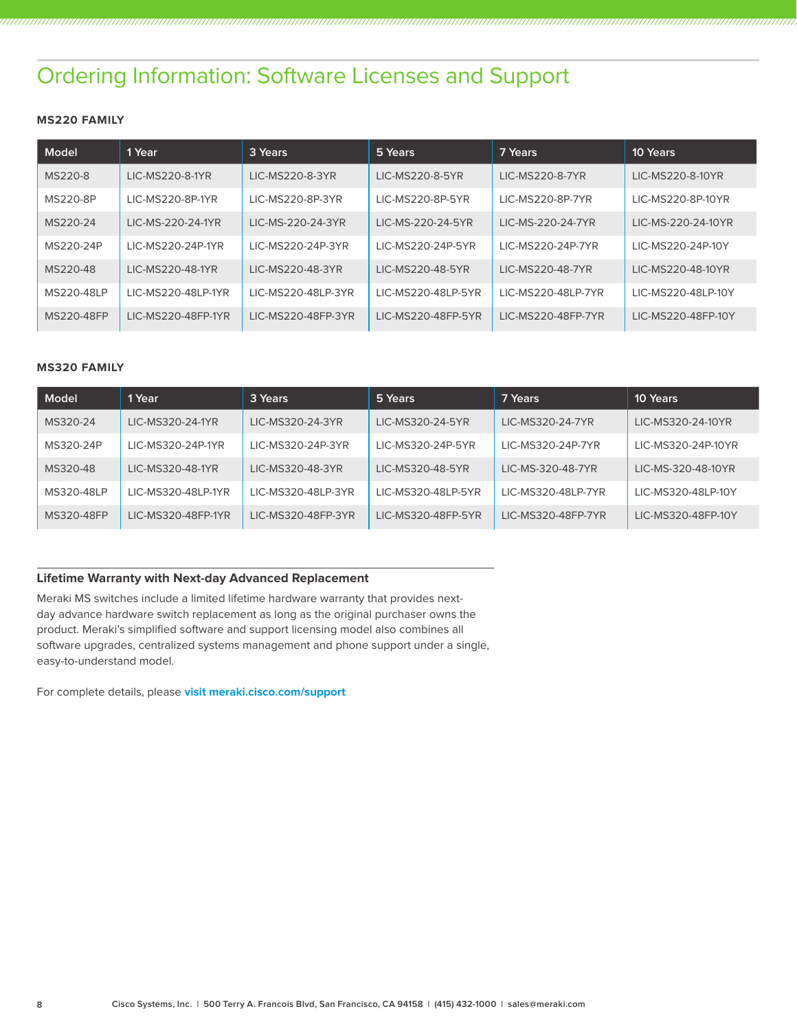# Ordering Information: Software Licenses and Support

**MS220 FAMILY**

| Model | 1 Year | 3 Years | 5 Years | 7 Years | 10 Years |
|---|---|---|---|---|---|
| MS220-8 | LIC-MS220-8-1YR | LIC-MS220-8-3YR | LIC-MS220-8-5YR | LIC-MS220-8-7YR | LIC-MS220-8-10YR |
| MS220-8P | LIC-MS220-8P-1YR | LIC-MS220-8P-3YR | LIC-MS220-8P-5YR | LIC-MS220-8P-7YR | LIC-MS220-8P-10YR |
| MS220-24 | LIC-MS-220-24-1YR | LIC-MS-220-24-3YR | LIC-MS-220-24-5YR | LIC-MS-220-24-7YR | LIC-MS-220-24-10YR |
| MS220-24P | LIC-MS220-24P-1YR | LIC-MS220-24P-3YR | LIC-MS220-24P-5YR | LIC-MS220-24P-7YR | LIC-MS220-24P-10Y |
| MS220-48 | LIC-MS220-48-1YR | LIC-MS220-48-3YR | LIC-MS220-48-5YR | LIC-MS220-48-7YR | LIC-MS220-48-10YR |
| MS220-48LP | LIC-MS220-48LP-1YR | LIC-MS220-48LP-3YR | LIC-MS220-48LP-5YR | LIC-MS220-48LP-7YR | LIC-MS220-48LP-10Y |
| MS220-48FP | LIC-MS220-48FP-1YR | LIC-MS220-48FP-3YR | LIC-MS220-48FP-5YR | LIC-MS220-48FP-7YR | LIC-MS220-48FP-10Y |

**MS320 FAMILY**

| Model | 1 Year | 3 Years | 5 Years | 7 Years | 10 Years |
|---|---|---|---|---|---|
| MS320-24 | LIC-MS320-24-1YR | LIC-MS320-24-3YR | LIC-MS320-24-5YR | LIC-MS320-24-7YR | LIC-MS320-24-10YR |
| MS320-24P | LIC-MS320-24P-1YR | LIC-MS320-24P-3YR | LIC-MS320-24P-5YR | LIC-MS320-24P-7YR | LIC-MS320-24P-10YR |
| MS320-48 | LIC-MS320-48-1YR | LIC-MS320-48-3YR | LIC-MS320-48-5YR | LIC-MS-320-48-7YR | LIC-MS-320-48-10YR |
| MS320-48LP | LIC-MS320-48LP-1YR | LIC-MS320-48LP-3YR | LIC-MS320-48LP-5YR | LIC-MS320-48LP-7YR | LIC-MS320-48LP-10Y |
| MS320-48FP | LIC-MS320-48FP-1YR | LIC-MS320-48FP-3YR | LIC-MS320-48FP-5YR | LIC-MS320-48FP-7YR | LIC-MS320-48FP-10Y |

### Lifetime Warranty with Next-day Advanced Replacement

Meraki MS switches include a limited lifetime hardware warranty that provides next-day advance hardware switch replacement as long as the original purchaser owns the product. Meraki's simplified software and support licensing model also combines all software upgrades, centralized systems management and phone support under a single, easy-to-understand model.

For complete details, please **visit meraki.cisco.com/support**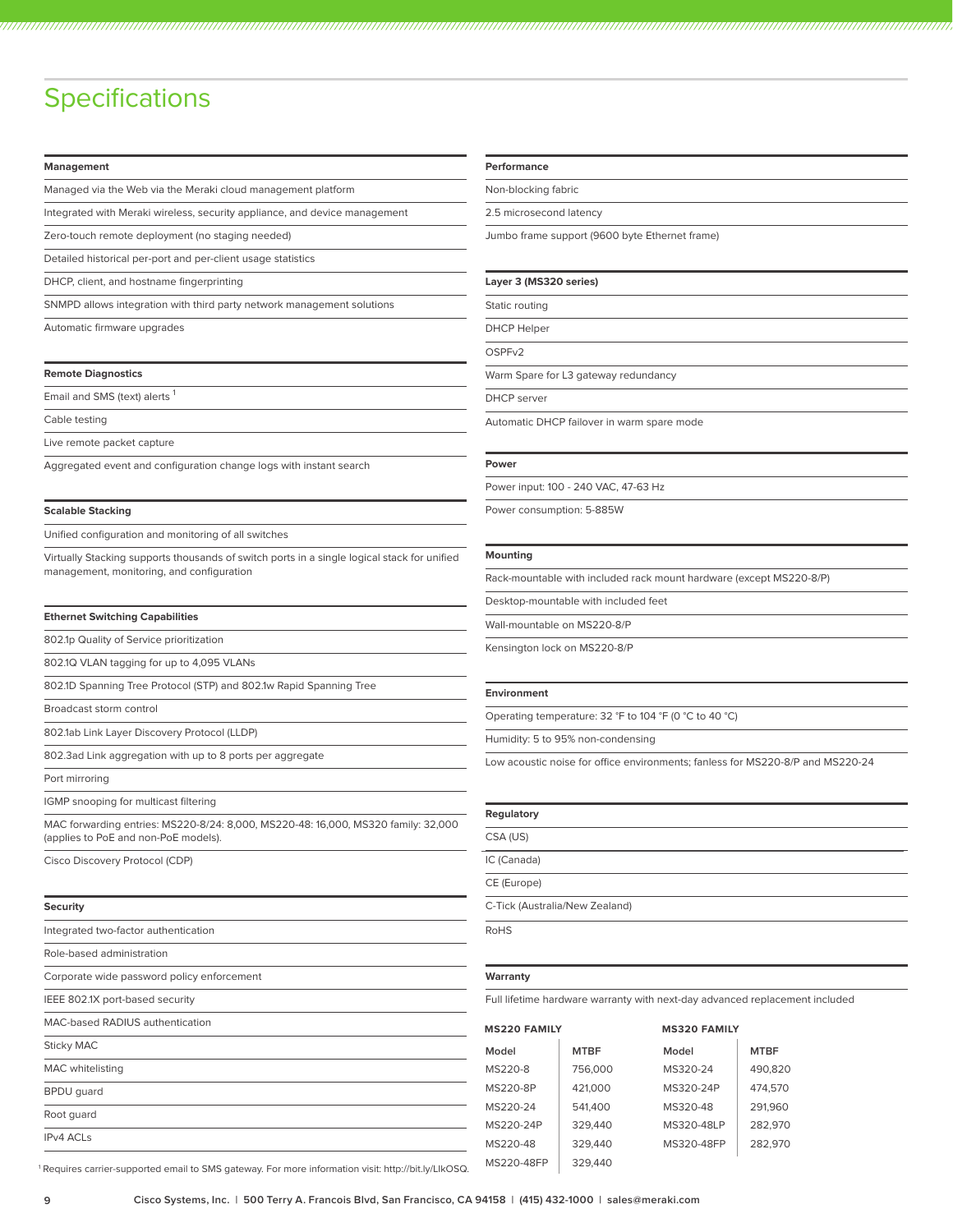# Specifications

**Management**

Managed via the Web via the Meraki cloud management platform

Integrated with Meraki wireless, security appliance, and device management

Zero-touch remote deployment (no staging needed)

Detailed historical per-port and per-client usage statistics

DHCP, client, and hostname fingerprinting

SNMPD allows integration with third party network management solutions

Automatic firmware upgrades

**Remote Diagnostics**

Email and SMS (text) alerts [1]

Cable testing

Live remote packet capture

Aggregated event and configuration change logs with instant search

**Scalable Stacking**

Unified configuration and monitoring of all switches

Virtually Stacking supports thousands of switch ports in a single logical stack for unified management, monitoring, and configuration

**Ethernet Switching Capabilities**

802.1p Quality of Service prioritization

802.1Q VLAN tagging for up to 4,095 VLANs

802.1D Spanning Tree Protocol (STP) and 802.1w Rapid Spanning Tree

Broadcast storm control

802.1ab Link Layer Discovery Protocol (LLDP)

802.3ad Link aggregation with up to 8 ports per aggregate

Port mirroring

IGMP snooping for multicast filtering

MAC forwarding entries: MS220-8/24: 8,000, MS220-48: 16,000, MS320 family: 32,000 (applies to PoE and non-PoE models).

Cisco Discovery Protocol (CDP)

**Security**

Integrated two-factor authentication

Role-based administration

Corporate wide password policy enforcement

IEEE 802.1X port-based security

MAC-based RADIUS authentication

Sticky MAC

MAC whitelisting

BPDU guard

Root guard

IPv4 ACLs

[1] Requires carrier-supported email to SMS gateway. For more information visit: http://bit.ly/LlkOSQ.

**Performance**

Non-blocking fabric

2.5 microsecond latency

Jumbo frame support (9600 byte Ethernet frame)

**Layer 3 (MS320 series)**

Static routing

DHCP Helper

OSPFv2

Warm Spare for L3 gateway redundancy

DHCP server

Automatic DHCP failover in warm spare mode

**Power**

Power input: 100 - 240 VAC, 47-63 Hz

Power consumption: 5-885W

**Mounting**

Rack-mountable with included rack mount hardware (except MS220-8/P)

Desktop-mountable with included feet

Wall-mountable on MS220-8/P

Kensington lock on MS220-8/P

**Environment**

Operating temperature: 32 °F to 104 °F (0 °C to 40 °C)

Humidity: 5 to 95% non-condensing

Low acoustic noise for office environments; fanless for MS220-8/P and MS220-24

**Regulatory**

CSA (US)

IC (Canada)

CE (Europe)

C-Tick (Australia/New Zealand)

RoHS

**Warranty**

Full lifetime hardware warranty with next-day advanced replacement included

**MS220 FAMILY**

| Model | MTBF |
|---|---|
| MS220-8 | 756,000 |
| MS220-8P | 421,000 |
| MS220-24 | 541,400 |
| MS220-24P | 329,440 |
| MS220-48 | 329,440 |
| MS220-48FP | 329,440 |

**MS320 FAMILY**

| Model | MTBF |
|---|---|
| MS320-24 | 490,820 |
| MS320-24P | 474,570 |
| MS320-48 | 291,960 |
| MS320-48LP | 282,970 |
| MS320-48FP | 282,970 |

Cisco Systems, Inc. | 500 Terry A. Francois Blvd, San Francisco, CA 94158 | (415) 432-1000 | sales@meraki.com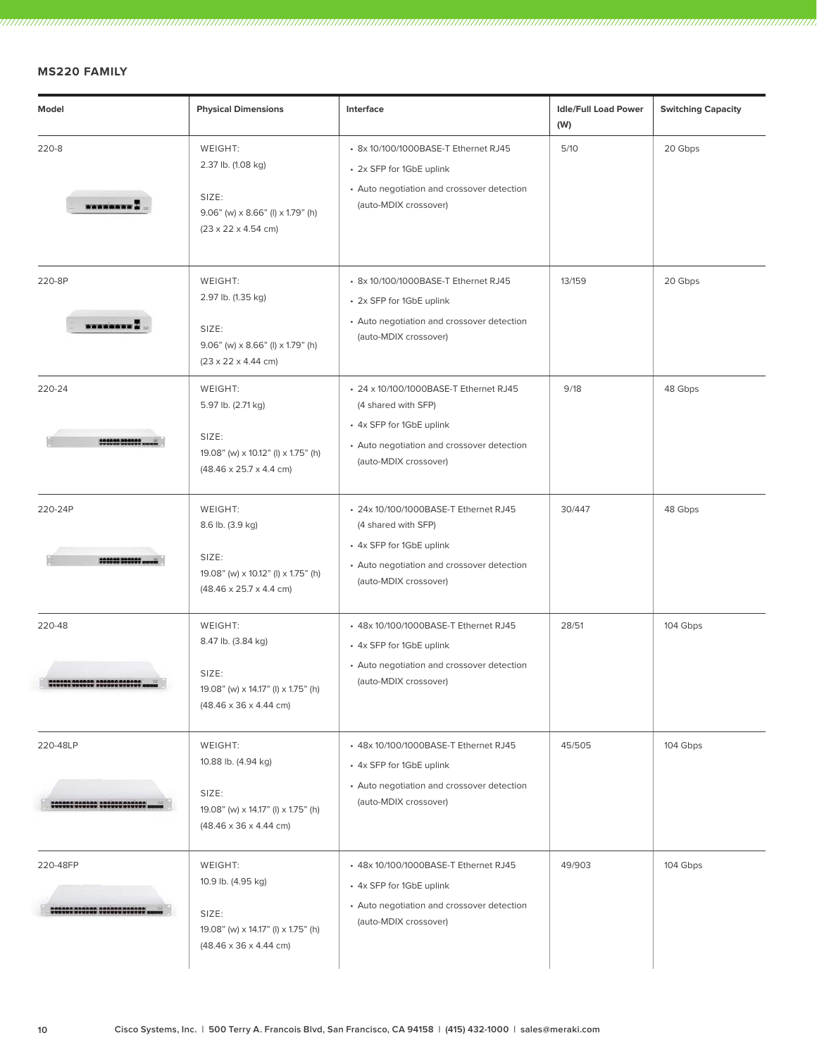## MS220 FAMILY

| Model | Physical Dimensions | Interface | Idle/Full Load Power (W) | Switching Capacity |
|---|---|---|---|---|
| 220-8 | WEIGHT:<br>2.37 lb. (1.08 kg)<br><br>SIZE:<br>9.06" (w) x 8.66" (l) x 1.79" (h)<br>(23 x 22 x 4.54 cm) | • 8x 10/100/1000BASE-T Ethernet RJ45<br>• 2x SFP for 1GbE uplink<br>• Auto negotiation and crossover detection (auto-MDIX crossover) | 5/10 | 20 Gbps |
| 220-8P | WEIGHT:<br>2.97 lb. (1.35 kg)<br><br>SIZE:<br>9.06" (w) x 8.66" (l) x 1.79" (h)<br>(23 x 22 x 4.44 cm) | • 8x 10/100/1000BASE-T Ethernet RJ45<br>• 2x SFP for 1GbE uplink<br>• Auto negotiation and crossover detection (auto-MDIX crossover) | 13/159 | 20 Gbps |
| 220-24 | WEIGHT:<br>5.97 lb. (2.71 kg)<br><br>SIZE:<br>19.08" (w) x 10.12" (l) x 1.75" (h)<br>(48.46 x 25.7 x 4.4 cm) | • 24 x 10/100/1000BASE-T Ethernet RJ45 (4 shared with SFP)<br>• 4x SFP for 1GbE uplink<br>• Auto negotiation and crossover detection (auto-MDIX crossover) | 9/18 | 48 Gbps |
| 220-24P | WEIGHT:<br>8.6 lb. (3.9 kg)<br><br>SIZE:<br>19.08" (w) x 10.12" (l) x 1.75" (h)<br>(48.46 x 25.7 x 4.4 cm) | • 24x 10/100/1000BASE-T Ethernet RJ45 (4 shared with SFP)<br>• 4x SFP for 1GbE uplink<br>• Auto negotiation and crossover detection (auto-MDIX crossover) | 30/447 | 48 Gbps |
| 220-48 | WEIGHT:<br>8.47 lb. (3.84 kg)<br><br>SIZE:<br>19.08" (w) x 14.17" (l) x 1.75" (h)<br>(48.46 x 36 x 4.44 cm) | • 48x 10/100/1000BASE-T Ethernet RJ45<br>• 4x SFP for 1GbE uplink<br>• Auto negotiation and crossover detection (auto-MDIX crossover) | 28/51 | 104 Gbps |
| 220-48LP | WEIGHT:<br>10.88 lb. (4.94 kg)<br><br>SIZE:<br>19.08" (w) x 14.17" (l) x 1.75" (h)<br>(48.46 x 36 x 4.44 cm) | • 48x 10/100/1000BASE-T Ethernet RJ45<br>• 4x SFP for 1GbE uplink<br>• Auto negotiation and crossover detection (auto-MDIX crossover) | 45/505 | 104 Gbps |
| 220-48FP | WEIGHT:<br>10.9 lb. (4.95 kg)<br><br>SIZE:<br>19.08" (w) x 14.17" (l) x 1.75" (h)<br>(48.46 x 36 x 4.44 cm) | • 48x 10/100/1000BASE-T Ethernet RJ45<br>• 4x SFP for 1GbE uplink<br>• Auto negotiation and crossover detection (auto-MDIX crossover) | 49/903 | 104 Gbps |

Cisco Systems, Inc. | 500 Terry A. Francois Blvd, San Francisco, CA 94158 | (415) 432-1000 | sales@meraki.com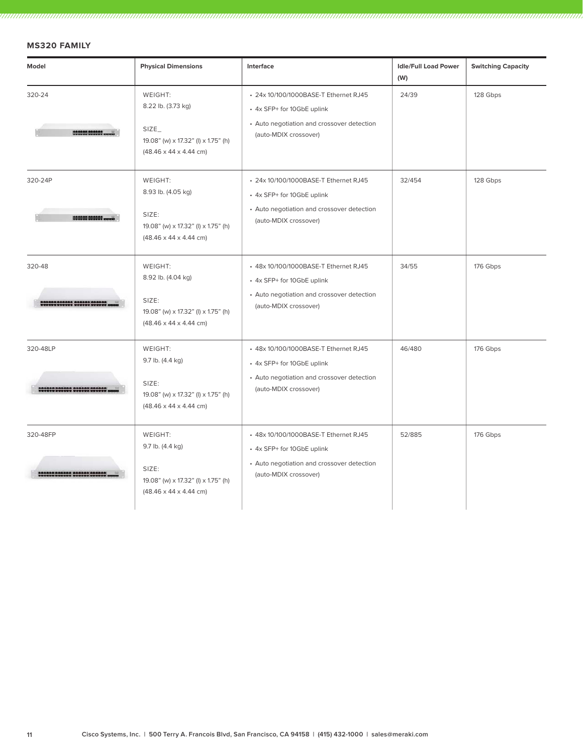**MS320 FAMILY**

| Model | Physical Dimensions | Interface | Idle/Full Load Power (W) | Switching Capacity |
|---|---|---|---|---|
| 320-24 | WEIGHT:<br>8.22 lb. (3.73 kg)<br><br>SIZE_<br>19.08" (w) x 17.32" (l) x 1.75" (h)<br>(48.46 x 44 x 4.44 cm) | • 24x 10/100/1000BASE-T Ethernet RJ45<br>• 4x SFP+ for 10GbE uplink<br>• Auto negotiation and crossover detection (auto-MDIX crossover) | 24/39 | 128 Gbps |
| 320-24P | WEIGHT:<br>8.93 lb. (4.05 kg)<br><br>SIZE:<br>19.08" (w) x 17.32" (l) x 1.75" (h)<br>(48.46 x 44 x 4.44 cm) | • 24x 10/100/1000BASE-T Ethernet RJ45<br>• 4x SFP+ for 10GbE uplink<br>• Auto negotiation and crossover detection (auto-MDIX crossover) | 32/454 | 128 Gbps |
| 320-48 | WEIGHT:<br>8.92 lb. (4.04 kg)<br><br>SIZE:<br>19.08" (w) x 17.32" (l) x 1.75" (h)<br>(48.46 x 44 x 4.44 cm) | • 48x 10/100/1000BASE-T Ethernet RJ45<br>• 4x SFP+ for 10GbE uplink<br>• Auto negotiation and crossover detection (auto-MDIX crossover) | 34/55 | 176 Gbps |
| 320-48LP | WEIGHT:<br>9.7 lb. (4.4 kg)<br><br>SIZE:<br>19.08" (w) x 17.32" (l) x 1.75" (h)<br>(48.46 x 44 x 4.44 cm) | • 48x 10/100/1000BASE-T Ethernet RJ45<br>• 4x SFP+ for 10GbE uplink<br>• Auto negotiation and crossover detection (auto-MDIX crossover) | 46/480 | 176 Gbps |
| 320-48FP | WEIGHT:<br>9.7 lb. (4.4 kg)<br><br>SIZE:<br>19.08" (w) x 17.32" (l) x 1.75" (h)<br>(48.46 x 44 x 4.44 cm) | • 48x 10/100/1000BASE-T Ethernet RJ45<br>• 4x SFP+ for 10GbE uplink<br>• Auto negotiation and crossover detection (auto-MDIX crossover) | 52/885 | 176 Gbps |

Cisco Systems, Inc. | 500 Terry A. Francois Blvd, San Francisco, CA 94158 | (415) 432-1000 | sales@meraki.com